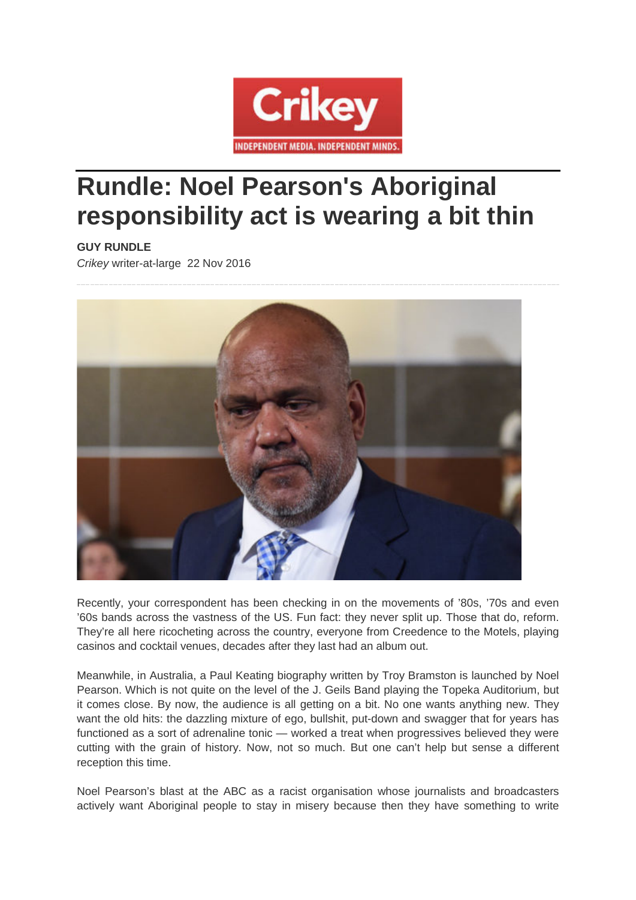# Rundle: Noel Pearson's Aboriginal responsibility act is wearing a bit thin

**GUY RUNDLE**

*Crikey* writer-at-large 22 Nov 2016

Recently, your correspondent has been checking in on the movements of '80s, '70s and even '60s bands across the vastness of the US. Fun fact: they never split up. Those that do, reform. They're all here ricocheting across the country, everyone from Creedence to the Motels, playing casinos and cocktail venues, decades after they last had an album out.

Meanwhile, in Australia, a Paul Keating biography written by Troy Bramston is launched by Noel Pearson. Which is not quite on the level of the J. Geils Band playing the Topeka Auditorium, but it comes close. By now, the audience is all getting on a bit. No one wants anything new. They want the old hits: the dazzling mixture of ego, bullshit, put-down and swagger that for years has functioned as a sort of adrenaline tonic — worked a treat when progressives believed they were cutting with the grain of history. Now, not so much. But one can't help but sense a different reception this time.

Noel Pearson's blast at the ABC as a racist organisation whose journalists and broadcasters actively want Aboriginal people to stay in misery because then they have something to write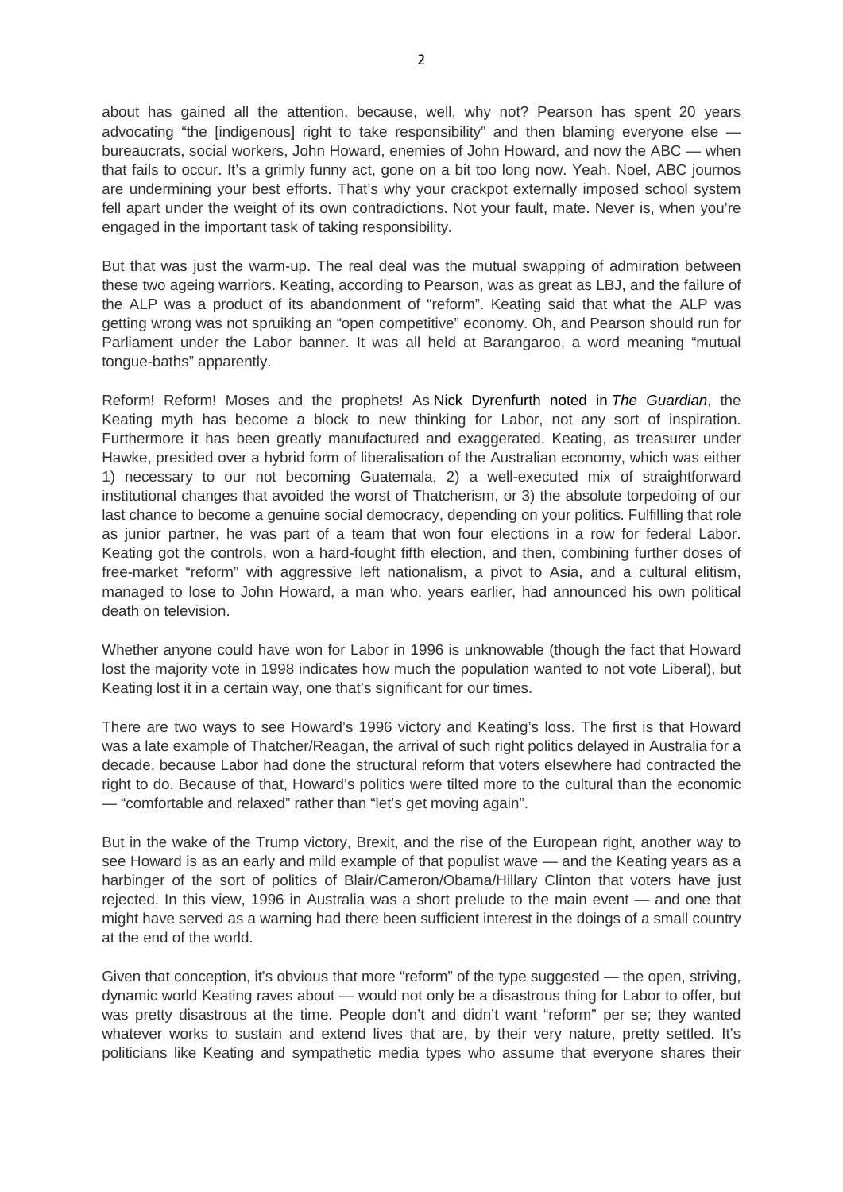about has gained all the attention, because, well, why not? Pearson has spent 20 years advocating "the [indigenous] right to take responsibility" and then blaming everyone else — bureaucrats, social workers, John Howard, enemies of John Howard, and now the ABC — when that fails to occur. It's a grimly funny act, gone on a bit too long now. Yeah, Noel, ABC journos are undermining your best efforts. That's why your crackpot externally imposed school system fell apart under the weight of its own contradictions. Not your fault, mate. Never is, when you're engaged in the important task of taking responsibility.

But that was just the warm-up. The real deal was the mutual swapping of admiration between these two ageing warriors. Keating, according to Pearson, was as great as LBJ, and the failure of the ALP was a product of its abandonment of "reform". Keating said that what the ALP was getting wrong was not spruiking an "open competitive" economy. Oh, and Pearson should run for Parliament under the Labor banner. It was all held at Barangaroo, a word meaning "mutual tongue-baths" apparently.

Reform! Reform! Moses and the prophets! As Nick Dyrenfurth noted in *The Guardian*, the Keating myth has become a block to new thinking for Labor, not any sort of inspiration. Furthermore it has been greatly manufactured and exaggerated. Keating, as treasurer under Hawke, presided over a hybrid form of liberalisation of the Australian economy, which was either 1) necessary to our not becoming Guatemala, 2) a well-executed mix of straightforward institutional changes that avoided the worst of Thatcherism, or 3) the absolute torpedoing of our last chance to become a genuine social democracy, depending on your politics. Fulfilling that role as junior partner, he was part of a team that won four elections in a row for federal Labor. Keating got the controls, won a hard-fought fifth election, and then, combining further doses of free-market "reform" with aggressive left nationalism, a pivot to Asia, and a cultural elitism, managed to lose to John Howard, a man who, years earlier, had announced his own political death on television.

Whether anyone could have won for Labor in 1996 is unknowable (though the fact that Howard lost the majority vote in 1998 indicates how much the population wanted to not vote Liberal), but Keating lost it in a certain way, one that's significant for our times.

There are two ways to see Howard's 1996 victory and Keating's loss. The first is that Howard was a late example of Thatcher/Reagan, the arrival of such right politics delayed in Australia for a decade, because Labor had done the structural reform that voters elsewhere had contracted the right to do. Because of that, Howard's politics were tilted more to the cultural than the economic — "comfortable and relaxed" rather than "let's get moving again".

But in the wake of the Trump victory, Brexit, and the rise of the European right, another way to see Howard is as an early and mild example of that populist wave — and the Keating years as a harbinger of the sort of politics of Blair/Cameron/Obama/Hillary Clinton that voters have just rejected. In this view, 1996 in Australia was a short prelude to the main event — and one that might have served as a warning had there been sufficient interest in the doings of a small country at the end of the world.

Given that conception, it's obvious that more "reform" of the type suggested — the open, striving, dynamic world Keating raves about — would not only be a disastrous thing for Labor to offer, but was pretty disastrous at the time. People don't and didn't want "reform" per se; they wanted whatever works to sustain and extend lives that are, by their very nature, pretty settled. It's politicians like Keating and sympathetic media types who assume that everyone shares their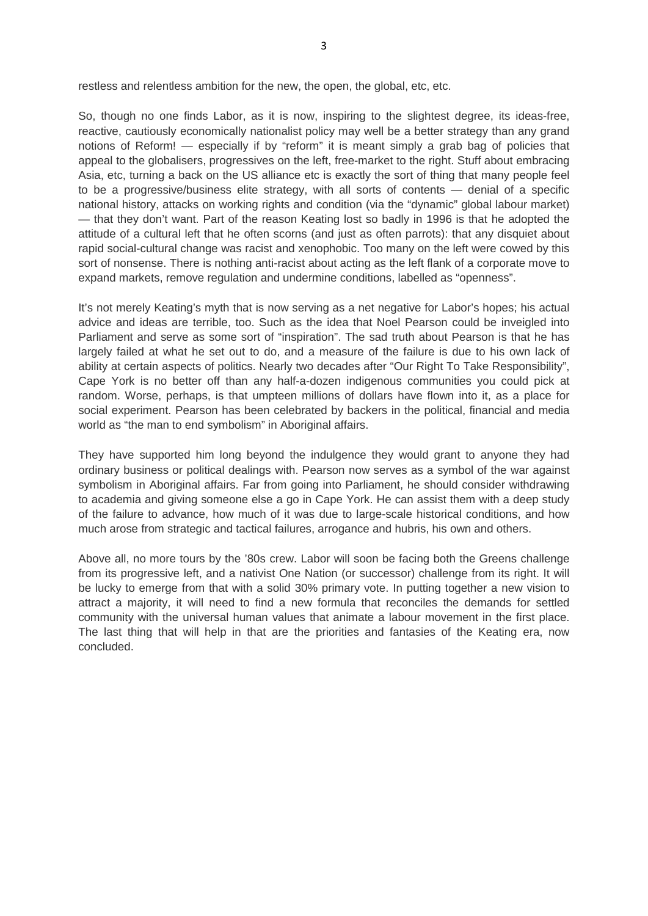restless and relentless ambition for the new, the open, the global, etc, etc.

So, though no one finds Labor, as it is now, inspiring to the slightest degree, its ideas-free, reactive, cautiously economically nationalist policy may well be a better strategy than any grand notions of Reform! — especially if by "reform" it is meant simply a grab bag of policies that appeal to the globalisers, progressives on the left, free-market to the right. Stuff about embracing Asia, etc, turning a back on the US alliance etc is exactly the sort of thing that many people feel to be a progressive/business elite strategy, with all sorts of contents — denial of a specific national history, attacks on working rights and condition (via the "dynamic" global labour market) — that they don't want. Part of the reason Keating lost so badly in 1996 is that he adopted the attitude of a cultural left that he often scorns (and just as often parrots): that any disquiet about rapid social-cultural change was racist and xenophobic. Too many on the left were cowed by this sort of nonsense. There is nothing anti-racist about acting as the left flank of a corporate move to expand markets, remove regulation and undermine conditions, labelled as "openness".

It's not merely Keating's myth that is now serving as a net negative for Labor's hopes; his actual advice and ideas are terrible, too. Such as the idea that Noel Pearson could be inveigled into Parliament and serve as some sort of "inspiration". The sad truth about Pearson is that he has largely failed at what he set out to do, and a measure of the failure is due to his own lack of ability at certain aspects of politics. Nearly two decades after "Our Right To Take Responsibility", Cape York is no better off than any half-a-dozen indigenous communities you could pick at random. Worse, perhaps, is that umpteen millions of dollars have flown into it, as a place for social experiment. Pearson has been celebrated by backers in the political, financial and media world as "the man to end symbolism" in Aboriginal affairs.

They have supported him long beyond the indulgence they would grant to anyone they had ordinary business or political dealings with. Pearson now serves as a symbol of the war against symbolism in Aboriginal affairs. Far from going into Parliament, he should consider withdrawing to academia and giving someone else a go in Cape York. He can assist them with a deep study of the failure to advance, how much of it was due to large-scale historical conditions, and how much arose from strategic and tactical failures, arrogance and hubris, his own and others.

Above all, no more tours by the '80s crew. Labor will soon be facing both the Greens challenge from its progressive left, and a nativist One Nation (or successor) challenge from its right. It will be lucky to emerge from that with a solid 30% primary vote. In putting together a new vision to attract a majority, it will need to find a new formula that reconciles the demands for settled community with the universal human values that animate a labour movement in the first place. The last thing that will help in that are the priorities and fantasies of the Keating era, now concluded.